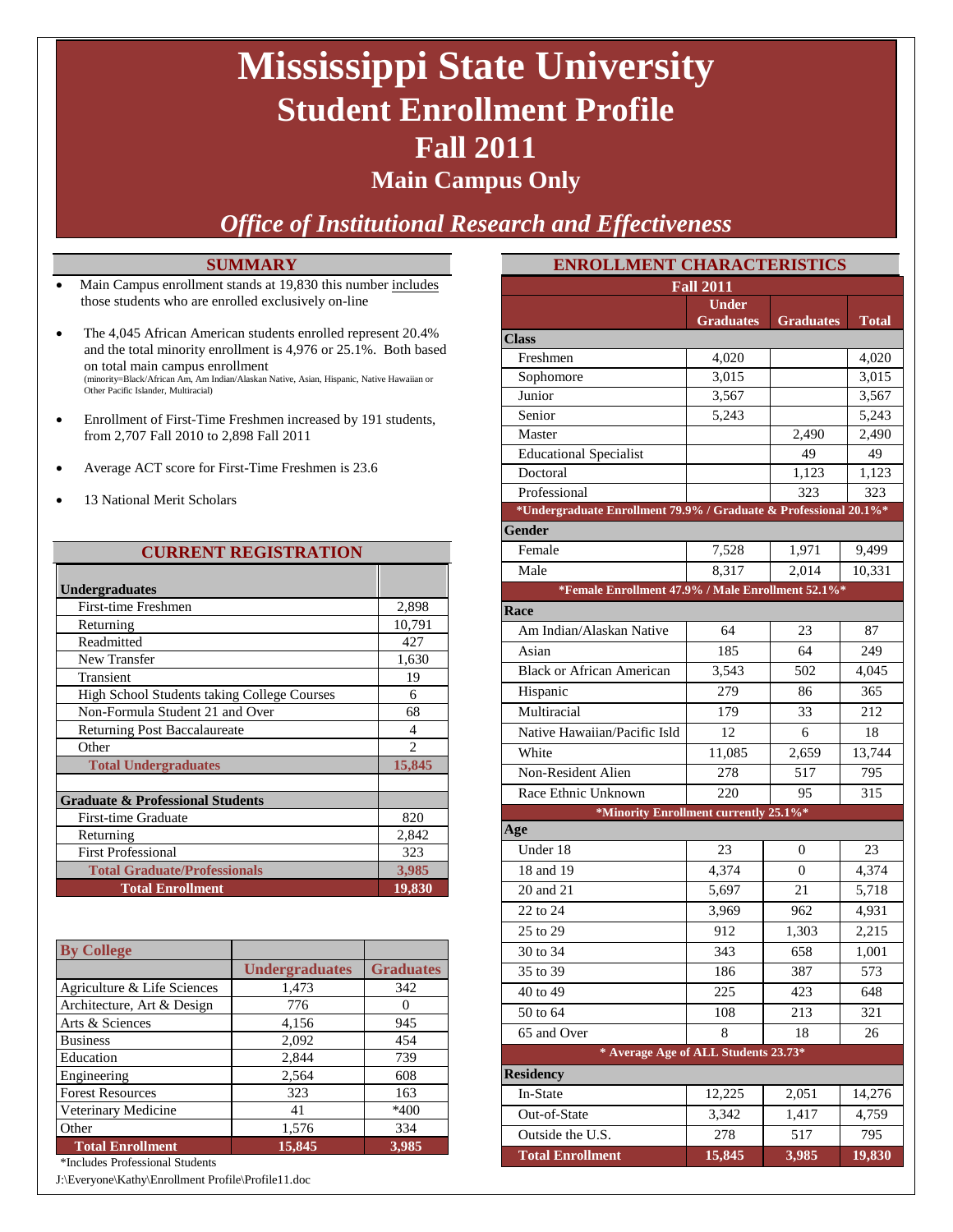# Mississippi State University

## Student Enrollment Profile

## Fall 2011

### Main Campus Only

*Office of Institutional Research and Effectiveness*

## SUMMARY

- Main Campus enrollment stands at 19,830 this number includes those students who are enrolled exclusively on-line
- The 4,045 African American students enrolled represent 20.4% and the total minority enrollment is 4,976 or 25.1%. Both based on total main campus enrollment
  (minority=Black/African Am, Am Indian/Alaskan Native, Asian, Hispanic, Native Hawaiian or Other Pacific Islander, Multiracial)
- Enrollment of First-Time Freshmen increased by 191 students, from 2,707 Fall 2010 to 2,898 Fall 2011
- Average ACT score for First-Time Freshmen is 23.6
- 13 National Merit Scholars

## CURRENT REGISTRATION

| | |
|---|---|
| **Undergraduates** | |
| First-time Freshmen | 2,898 |
| Returning | 10,791 |
| Readmitted | 427 |
| New Transfer | 1,630 |
| Transient | 19 |
| High School Students taking College Courses | 6 |
| Non-Formula Student 21 and Over | 68 |
| Returning Post Baccalaureate | 4 |
| Other | 2 |
| **Total Undergraduates** | **15,845** |
| | |
| **Graduate & Professional Students** | |
| First-time Graduate | 820 |
| Returning | 2,842 |
| First Professional | 323 |
| **Total Graduate/Professionals** | **3,985** |
| **Total Enrollment** | **19,830** |

| By College | Undergraduates | Graduates |
|---|---|---|
| Agriculture & Life Sciences | 1,473 | 342 |
| Architecture, Art & Design | 776 | 0 |
| Arts & Sciences | 4,156 | 945 |
| Business | 2,092 | 454 |
| Education | 2,844 | 739 |
| Engineering | 2,564 | 608 |
| Forest Resources | 323 | 163 |
| Veterinary Medicine | 41 | *400 |
| Other | 1,576 | 334 |
| **Total Enrollment** | **15,845** | **3,985** |

*Includes Professional Students

## ENROLLMENT CHARACTERISTICS

| Fall 2011 | Under Graduates | Graduates | Total |
|---|---|---|---|
| **Class** | | | |
| Freshmen | 4,020 | | 4,020 |
| Sophomore | 3,015 | | 3,015 |
| Junior | 3,567 | | 3,567 |
| Senior | 5,243 | | 5,243 |
| Master | | 2,490 | 2,490 |
| Educational Specialist | | 49 | 49 |
| Doctoral | | 1,123 | 1,123 |
| Professional | | 323 | 323 |
| *Undergraduate Enrollment 79.9% / Graduate & Professional 20.1%* | | | |
| **Gender** | | | |
| Female | 7,528 | 1,971 | 9,499 |
| Male | 8,317 | 2,014 | 10,331 |
| *Female Enrollment 47.9% / Male Enrollment 52.1%* | | | |
| **Race** | | | |
| Am Indian/Alaskan Native | 64 | 23 | 87 |
| Asian | 185 | 64 | 249 |
| Black or African American | 3,543 | 502 | 4,045 |
| Hispanic | 279 | 86 | 365 |
| Multiracial | 179 | 33 | 212 |
| Native Hawaiian/Pacific Isld | 12 | 6 | 18 |
| White | 11,085 | 2,659 | 13,744 |
| Non-Resident Alien | 278 | 517 | 795 |
| Race Ethnic Unknown | 220 | 95 | 315 |
| *Minority Enrollment currently 25.1%* | | | |
| **Age** | | | |
| Under 18 | 23 | 0 | 23 |
| 18 and 19 | 4,374 | 0 | 4,374 |
| 20 and 21 | 5,697 | 21 | 5,718 |
| 22 to 24 | 3,969 | 962 | 4,931 |
| 25 to 29 | 912 | 1,303 | 2,215 |
| 30 to 34 | 343 | 658 | 1,001 |
| 35 to 39 | 186 | 387 | 573 |
| 40 to 49 | 225 | 423 | 648 |
| 50 to 64 | 108 | 213 | 321 |
| 65 and Over | 8 | 18 | 26 |
| * Average Age of ALL Students 23.73* | | | |
| **Residency** | | | |
| In-State | 12,225 | 2,051 | 14,276 |
| Out-of-State | 3,342 | 1,417 | 4,759 |
| Outside the U.S. | 278 | 517 | 795 |
| **Total Enrollment** | **15,845** | **3,985** | **19,830** |

J:\Everyone\Kathy\Enrollment Profile\Profile11.doc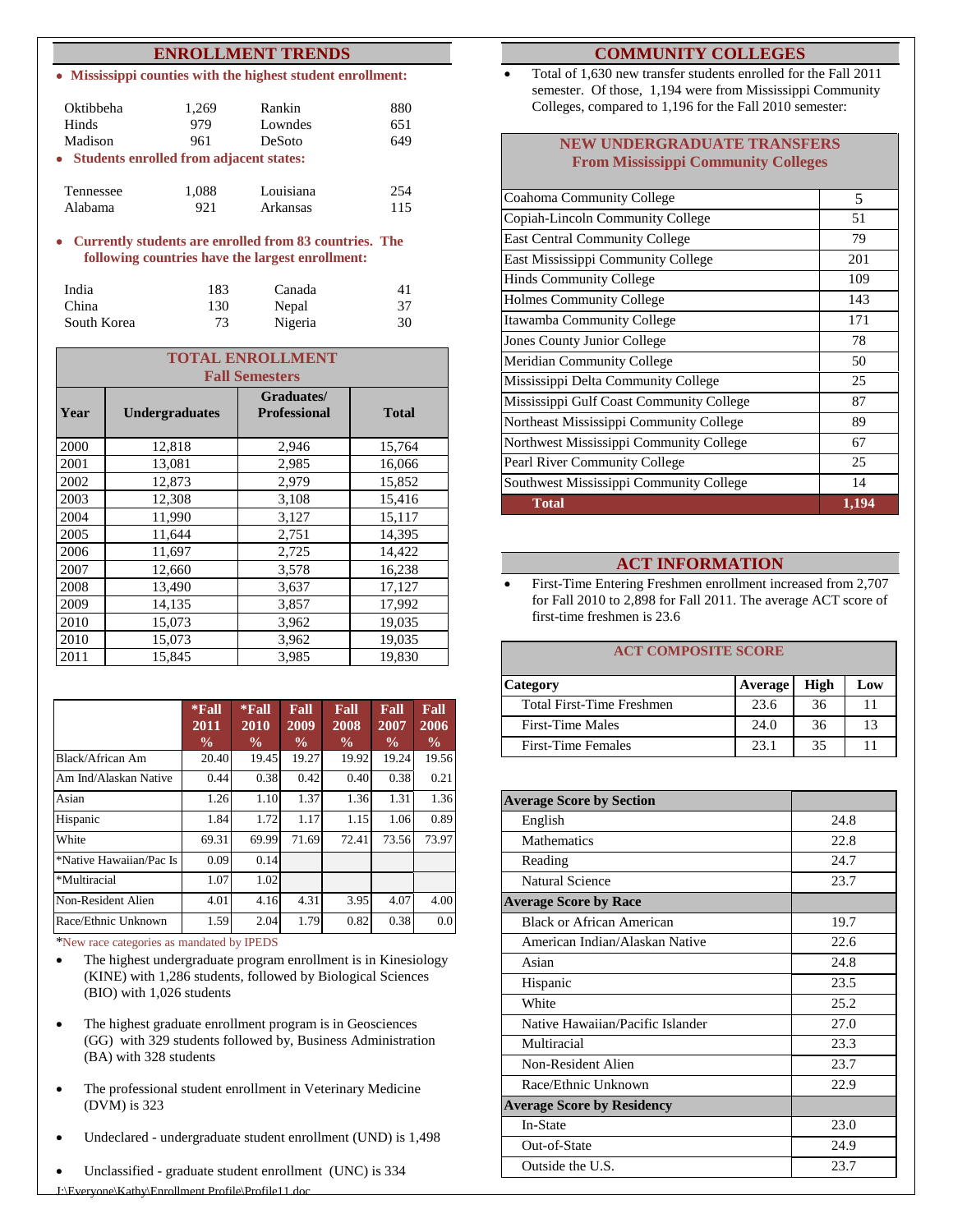## ENROLLMENT TRENDS

- **Mississippi counties with the highest student enrollment:**

| | | | |
|---|---|---|---|
| Oktibbeha | 1,269 | Rankin | 880 |
| Hinds | 979 | Lowndes | 651 |
| Madison | 961 | DeSoto | 649 |

- **Students enrolled from adjacent states:**

| | | | |
|---|---|---|---|
| Tennessee | 1,088 | Louisiana | 254 |
| Alabama | 921 | Arkansas | 115 |

- **Currently students are enrolled from 83 countries. The following countries have the largest enrollment:**

| | | | |
|---|---|---|---|
| India | 183 | Canada | 41 |
| China | 130 | Nepal | 37 |
| South Korea | 73 | Nigeria | 30 |

**TOTAL ENROLLMENT**
**Fall Semesters**

| Year | Undergraduates | Graduates/ Professional | Total |
|---|---|---|---|
| 2000 | 12,818 | 2,946 | 15,764 |
| 2001 | 13,081 | 2,985 | 16,066 |
| 2002 | 12,873 | 2,979 | 15,852 |
| 2003 | 12,308 | 3,108 | 15,416 |
| 2004 | 11,990 | 3,127 | 15,117 |
| 2005 | 11,644 | 2,751 | 14,395 |
| 2006 | 11,697 | 2,725 | 14,422 |
| 2007 | 12,660 | 3,578 | 16,238 |
| 2008 | 13,490 | 3,637 | 17,127 |
| 2009 | 14,135 | 3,857 | 17,992 |
| 2010 | 15,073 | 3,962 | 19,035 |
| 2010 | 15,073 | 3,962 | 19,035 |
| 2011 | 15,845 | 3,985 | 19,830 |

| | *Fall 2011 % | *Fall 2010 % | Fall 2009 % | Fall 2008 % | Fall 2007 % | Fall 2006 % |
|---|---|---|---|---|---|---|
| Black/African Am | 20.40 | 19.45 | 19.27 | 19.92 | 19.24 | 19.56 |
| Am Ind/Alaskan Native | 0.44 | 0.38 | 0.42 | 0.40 | 0.38 | 0.21 |
| Asian | 1.26 | 1.10 | 1.37 | 1.36 | 1.31 | 1.36 |
| Hispanic | 1.84 | 1.72 | 1.17 | 1.15 | 1.06 | 0.89 |
| White | 69.31 | 69.99 | 71.69 | 72.41 | 73.56 | 73.97 |
| *Native Hawaiian/Pac Is | 0.09 | 0.14 | | | | |
| *Multiracial | 1.07 | 1.02 | | | | |
| Non-Resident Alien | 4.01 | 4.16 | 4.31 | 3.95 | 4.07 | 4.00 |
| Race/Ethnic Unknown | 1.59 | 2.04 | 1.79 | 0.82 | 0.38 | 0.0 |

*New race categories as mandated by IPEDS

- The highest undergraduate program enrollment is in Kinesiology (KINE) with 1,286 students, followed by Biological Sciences (BIO) with 1,026 students
- The highest graduate enrollment program is in Geosciences (GG) with 329 students followed by, Business Administration (BA) with 328 students
- The professional student enrollment in Veterinary Medicine (DVM) is 323
- Undeclared - undergraduate student enrollment (UND) is 1,498
- Unclassified - graduate student enrollment (UNC) is 334

## COMMUNITY COLLEGES

- Total of 1,630 new transfer students enrolled for the Fall 2011 semester. Of those, 1,194 were from Mississippi Community Colleges, compared to 1,196 for the Fall 2010 semester:

**NEW UNDERGRADUATE TRANSFERS**
**From Mississippi Community Colleges**

| | |
|---|---|
| Coahoma Community College | 5 |
| Copiah-Lincoln Community College | 51 |
| East Central Community College | 79 |
| East Mississippi Community College | 201 |
| Hinds Community College | 109 |
| Holmes Community College | 143 |
| Itawamba Community College | 171 |
| Jones County Junior College | 78 |
| Meridian Community College | 50 |
| Mississippi Delta Community College | 25 |
| Mississippi Gulf Coast Community College | 87 |
| Northeast Mississippi Community College | 89 |
| Northwest Mississippi Community College | 67 |
| Pearl River Community College | 25 |
| Southwest Mississippi Community College | 14 |
| **Total** | **1,194** |

## ACT INFORMATION

- First-Time Entering Freshmen enrollment increased from 2,707 for Fall 2010 to 2,898 for Fall 2011. The average ACT score of first-time freshmen is 23.6

**ACT COMPOSITE SCORE**

| Category | Average | High | Low |
|---|---|---|---|
| Total First-Time Freshmen | 23.6 | 36 | 11 |
| First-Time Males | 24.0 | 36 | 13 |
| First-Time Females | 23.1 | 35 | 11 |

| | |
|---|---|
| **Average Score by Section** | |
| English | 24.8 |
| Mathematics | 22.8 |
| Reading | 24.7 |
| Natural Science | 23.7 |
| **Average Score by Race** | |
| Black or African American | 19.7 |
| American Indian/Alaskan Native | 22.6 |
| Asian | 24.8 |
| Hispanic | 23.5 |
| White | 25.2 |
| Native Hawaiian/Pacific Islander | 27.0 |
| Multiracial | 23.3 |
| Non-Resident Alien | 23.7 |
| Race/Ethnic Unknown | 22.9 |
| **Average Score by Residency** | |
| In-State | 23.0 |
| Out-of-State | 24.9 |
| Outside the U.S. | 23.7 |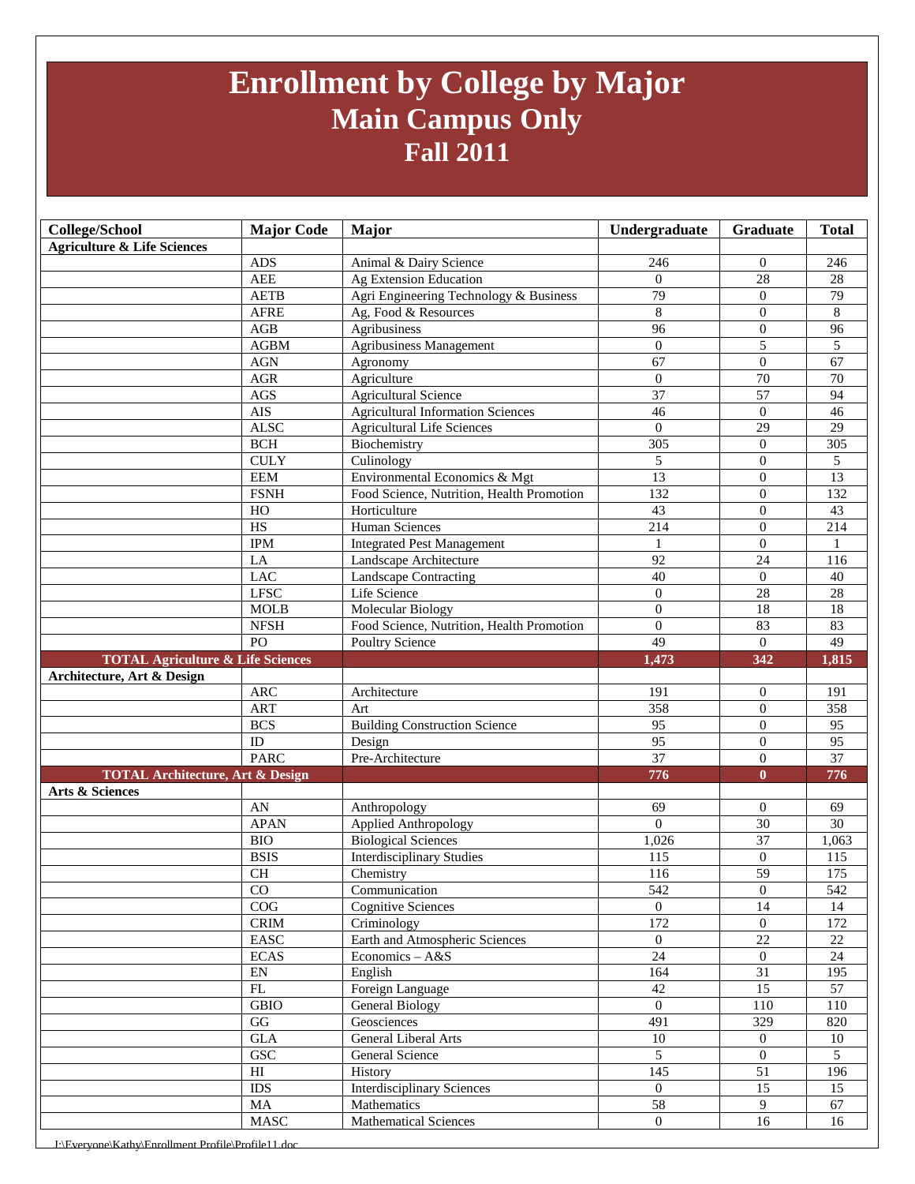# Enrollment by College by Major
## Main Campus Only
## Fall 2011

| College/School | Major Code | Major | Undergraduate | Graduate | Total |
|---|---|---|---|---|---|
| **Agriculture & Life Sciences** | | | | | |
| | ADS | Animal & Dairy Science | 246 | 0 | 246 |
| | AEE | Ag Extension Education | 0 | 28 | 28 |
| | AETB | Agri Engineering Technology & Business | 79 | 0 | 79 |
| | AFRE | Ag, Food & Resources | 8 | 0 | 8 |
| | AGB | Agribusiness | 96 | 0 | 96 |
| | AGBM | Agribusiness Management | 0 | 5 | 5 |
| | AGN | Agronomy | 67 | 0 | 67 |
| | AGR | Agriculture | 0 | 70 | 70 |
| | AGS | Agricultural Science | 37 | 57 | 94 |
| | AIS | Agricultural Information Sciences | 46 | 0 | 46 |
| | ALSC | Agricultural Life Sciences | 0 | 29 | 29 |
| | BCH | Biochemistry | 305 | 0 | 305 |
| | CULY | Culinology | 5 | 0 | 5 |
| | EEM | Environmental Economics & Mgt | 13 | 0 | 13 |
| | FSNH | Food Science, Nutrition, Health Promotion | 132 | 0 | 132 |
| | HO | Horticulture | 43 | 0 | 43 |
| | HS | Human Sciences | 214 | 0 | 214 |
| | IPM | Integrated Pest Management | 1 | 0 | 1 |
| | LA | Landscape Architecture | 92 | 24 | 116 |
| | LAC | Landscape Contracting | 40 | 0 | 40 |
| | LFSC | Life Science | 0 | 28 | 28 |
| | MOLB | Molecular Biology | 0 | 18 | 18 |
| | NFSH | Food Science, Nutrition, Health Promotion | 0 | 83 | 83 |
| | PO | Poultry Science | 49 | 0 | 49 |
| **TOTAL Agriculture & Life Sciences** | | | **1,473** | **342** | **1,815** |
| **Architecture, Art & Design** | | | | | |
| | ARC | Architecture | 191 | 0 | 191 |
| | ART | Art | 358 | 0 | 358 |
| | BCS | Building Construction Science | 95 | 0 | 95 |
| | ID | Design | 95 | 0 | 95 |
| | PARC | Pre-Architecture | 37 | 0 | 37 |
| **TOTAL Architecture, Art & Design** | | | **776** | **0** | **776** |
| **Arts & Sciences** | | | | | |
| | AN | Anthropology | 69 | 0 | 69 |
| | APAN | Applied Anthropology | 0 | 30 | 30 |
| | BIO | Biological Sciences | 1,026 | 37 | 1,063 |
| | BSIS | Interdisciplinary Studies | 115 | 0 | 115 |
| | CH | Chemistry | 116 | 59 | 175 |
| | CO | Communication | 542 | 0 | 542 |
| | COG | Cognitive Sciences | 0 | 14 | 14 |
| | CRIM | Criminology | 172 | 0 | 172 |
| | EASC | Earth and Atmospheric Sciences | 0 | 22 | 22 |
| | ECAS | Economics – A&S | 24 | 0 | 24 |
| | EN | English | 164 | 31 | 195 |
| | FL | Foreign Language | 42 | 15 | 57 |
| | GBIO | General Biology | 0 | 110 | 110 |
| | GG | Geosciences | 491 | 329 | 820 |
| | GLA | General Liberal Arts | 10 | 0 | 10 |
| | GSC | General Science | 5 | 0 | 5 |
| | HI | History | 145 | 51 | 196 |
| | IDS | Interdisciplinary Sciences | 0 | 15 | 15 |
| | MA | Mathematics | 58 | 9 | 67 |
| | MASC | Mathematical Sciences | 0 | 16 | 16 |

J:\Everyone\Kathy\Enrollment Profile\Profile11.doc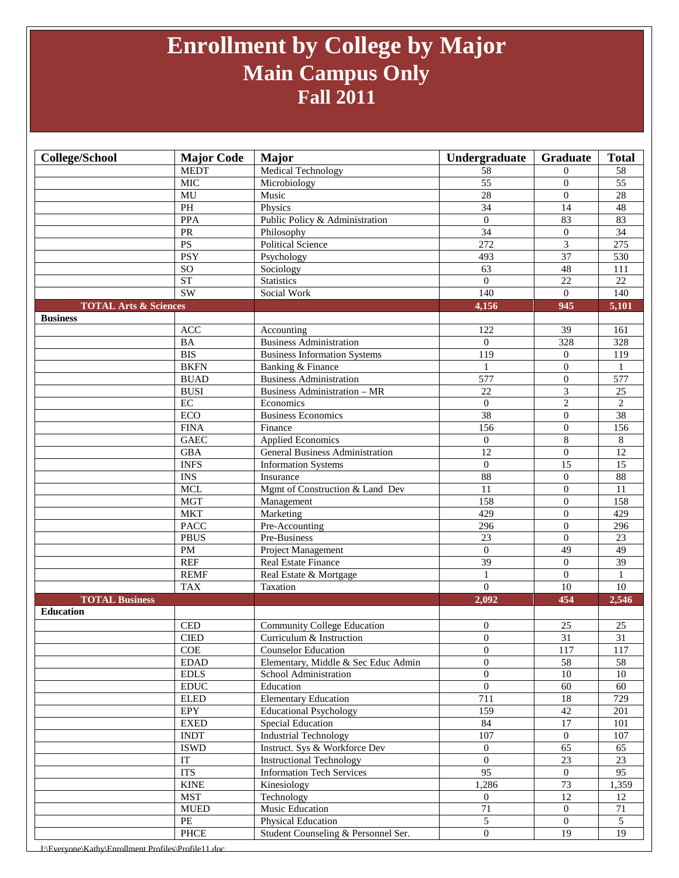# Enrollment by College by Major
## Main Campus Only
## Fall 2011

| College/School | Major Code | Major | Undergraduate | Graduate | Total |
|---|---|---|---|---|---|
| | MEDT | Medical Technology | 58 | 0 | 58 |
| | MIC | Microbiology | 55 | 0 | 55 |
| | MU | Music | 28 | 0 | 28 |
| | PH | Physics | 34 | 14 | 48 |
| | PPA | Public Policy & Administration | 0 | 83 | 83 |
| | PR | Philosophy | 34 | 0 | 34 |
| | PS | Political Science | 272 | 3 | 275 |
| | PSY | Psychology | 493 | 37 | 530 |
| | SO | Sociology | 63 | 48 | 111 |
| | ST | Statistics | 0 | 22 | 22 |
| | SW | Social Work | 140 | 0 | 140 |
| **TOTAL Arts & Sciences** | | | **4,156** | **945** | **5,101** |
| **Business** | | | | | |
| | ACC | Accounting | 122 | 39 | 161 |
| | BA | Business Administration | 0 | 328 | 328 |
| | BIS | Business Information Systems | 119 | 0 | 119 |
| | BKFN | Banking & Finance | 1 | 0 | 1 |
| | BUAD | Business Administration | 577 | 0 | 577 |
| | BUSI | Business Administration – MR | 22 | 3 | 25 |
| | EC | Economics | 0 | 2 | 2 |
| | ECO | Business Economics | 38 | 0 | 38 |
| | FINA | Finance | 156 | 0 | 156 |
| | GAEC | Applied Economics | 0 | 8 | 8 |
| | GBA | General Business Administration | 12 | 0 | 12 |
| | INFS | Information Systems | 0 | 15 | 15 |
| | INS | Insurance | 88 | 0 | 88 |
| | MCL | Mgmt of Construction & Land Dev | 11 | 0 | 11 |
| | MGT | Management | 158 | 0 | 158 |
| | MKT | Marketing | 429 | 0 | 429 |
| | PACC | Pre-Accounting | 296 | 0 | 296 |
| | PBUS | Pre-Business | 23 | 0 | 23 |
| | PM | Project Management | 0 | 49 | 49 |
| | REF | Real Estate Finance | 39 | 0 | 39 |
| | REMF | Real Estate & Mortgage | 1 | 0 | 1 |
| | TAX | Taxation | 0 | 10 | 10 |
| **TOTAL Business** | | | **2,092** | **454** | **2,546** |
| **Education** | | | | | |
| | CED | Community College Education | 0 | 25 | 25 |
| | CIED | Curriculum & Instruction | 0 | 31 | 31 |
| | COE | Counselor Education | 0 | 117 | 117 |
| | EDAD | Elementary, Middle & Sec Educ Admin | 0 | 58 | 58 |
| | EDLS | School Administration | 0 | 10 | 10 |
| | EDUC | Education | 0 | 60 | 60 |
| | ELED | Elementary Education | 711 | 18 | 729 |
| | EPY | Educational Psychology | 159 | 42 | 201 |
| | EXED | Special Education | 84 | 17 | 101 |
| | INDT | Industrial Technology | 107 | 0 | 107 |
| | ISWD | Instruct. Sys & Workforce Dev | 0 | 65 | 65 |
| | IT | Instructional Technology | 0 | 23 | 23 |
| | ITS | Information Tech Services | 95 | 0 | 95 |
| | KINE | Kinesiology | 1,286 | 73 | 1,359 |
| | MST | Technology | 0 | 12 | 12 |
| | MUED | Music Education | 71 | 0 | 71 |
| | PE | Physical Education | 5 | 0 | 5 |
| | PHCE | Student Counseling & Personnel Ser. | 0 | 19 | 19 |

J:\Everyone\Kathy\Enrollment Profiles\Profile11.doc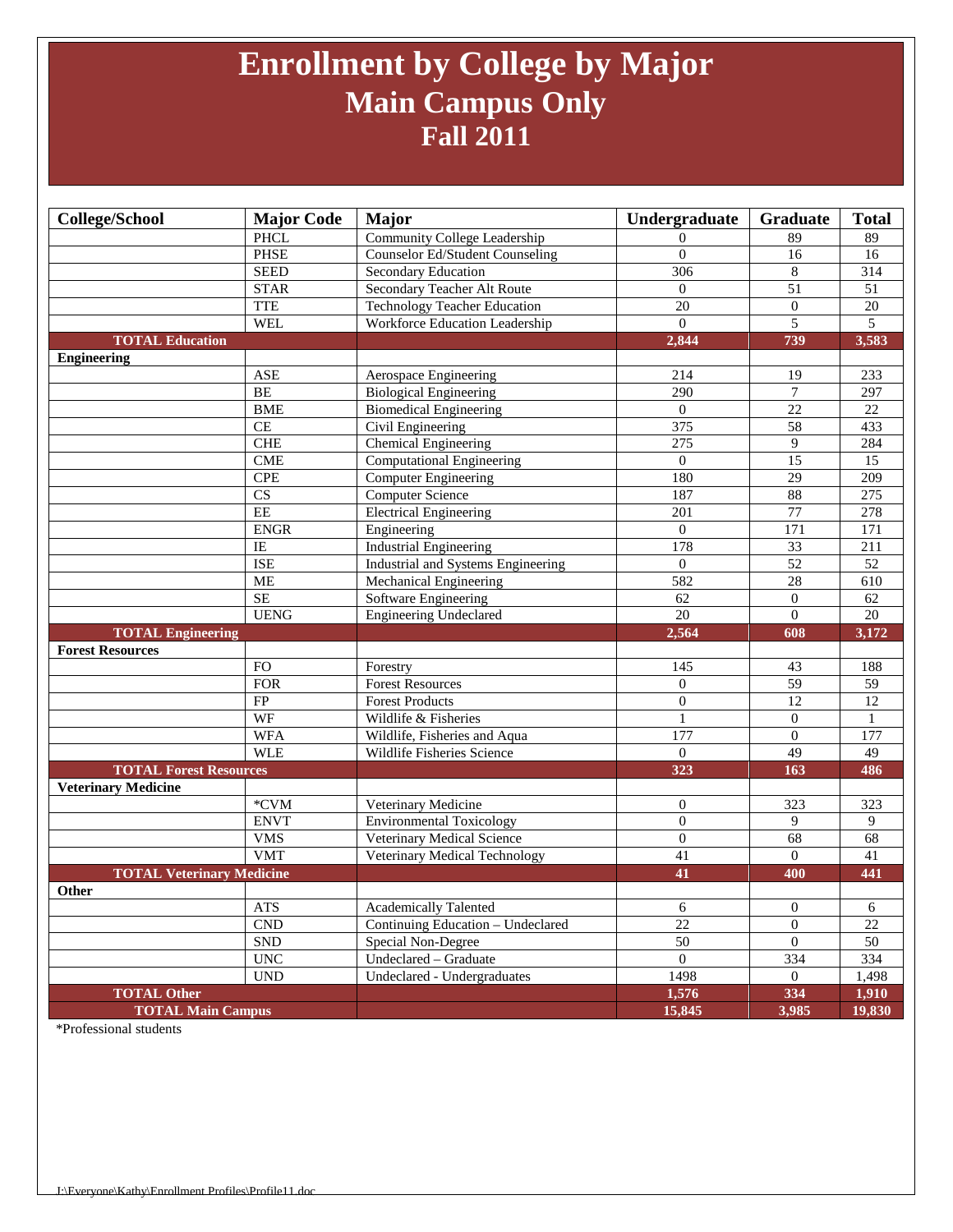# Enrollment by College by Major
## Main Campus Only
## Fall 2011

| College/School | Major Code | Major | Undergraduate | Graduate | Total |
|---|---|---|---|---|---|
| | PHCL | Community College Leadership | 0 | 89 | 89 |
| | PHSE | Counselor Ed/Student Counseling | 0 | 16 | 16 |
| | SEED | Secondary Education | 306 | 8 | 314 |
| | STAR | Secondary Teacher Alt Route | 0 | 51 | 51 |
| | TTE | Technology Teacher Education | 20 | 0 | 20 |
| | WEL | Workforce Education Leadership | 0 | 5 | 5 |
| **TOTAL Education** | | | **2,844** | **739** | **3,583** |
| **Engineering** | | | | | |
| | ASE | Aerospace Engineering | 214 | 19 | 233 |
| | BE | Biological Engineering | 290 | 7 | 297 |
| | BME | Biomedical Engineering | 0 | 22 | 22 |
| | CE | Civil Engineering | 375 | 58 | 433 |
| | CHE | Chemical Engineering | 275 | 9 | 284 |
| | CME | Computational Engineering | 0 | 15 | 15 |
| | CPE | Computer Engineering | 180 | 29 | 209 |
| | CS | Computer Science | 187 | 88 | 275 |
| | EE | Electrical Engineering | 201 | 77 | 278 |
| | ENGR | Engineering | 0 | 171 | 171 |
| | IE | Industrial Engineering | 178 | 33 | 211 |
| | ISE | Industrial and Systems Engineering | 0 | 52 | 52 |
| | ME | Mechanical Engineering | 582 | 28 | 610 |
| | SE | Software Engineering | 62 | 0 | 62 |
| | UENG | Engineering Undeclared | 20 | 0 | 20 |
| **TOTAL Engineering** | | | **2,564** | **608** | **3,172** |
| **Forest Resources** | | | | | |
| | FO | Forestry | 145 | 43 | 188 |
| | FOR | Forest Resources | 0 | 59 | 59 |
| | FP | Forest Products | 0 | 12 | 12 |
| | WF | Wildlife & Fisheries | 1 | 0 | 1 |
| | WFA | Wildlife, Fisheries and Aqua | 177 | 0 | 177 |
| | WLE | Wildlife Fisheries Science | 0 | 49 | 49 |
| **TOTAL Forest Resources** | | | **323** | **163** | **486** |
| **Veterinary Medicine** | | | | | |
| | *CVM | Veterinary Medicine | 0 | 323 | 323 |
| | ENVT | Environmental Toxicology | 0 | 9 | 9 |
| | VMS | Veterinary Medical Science | 0 | 68 | 68 |
| | VMT | Veterinary Medical Technology | 41 | 0 | 41 |
| **TOTAL Veterinary Medicine** | | | **41** | **400** | **441** |
| **Other** | | | | | |
| | ATS | Academically Talented | 6 | 0 | 6 |
| | CND | Continuing Education – Undeclared | 22 | 0 | 22 |
| | SND | Special Non-Degree | 50 | 0 | 50 |
| | UNC | Undeclared – Graduate | 0 | 334 | 334 |
| | UND | Undeclared - Undergraduates | 1498 | 0 | 1,498 |
| **TOTAL Other** | | | **1,576** | **334** | **1,910** |
| **TOTAL Main Campus** | | | **15,845** | **3,985** | **19,830** |

*Professional students

J:\Everyone\Kathy\Enrollment Profiles\Profile11.doc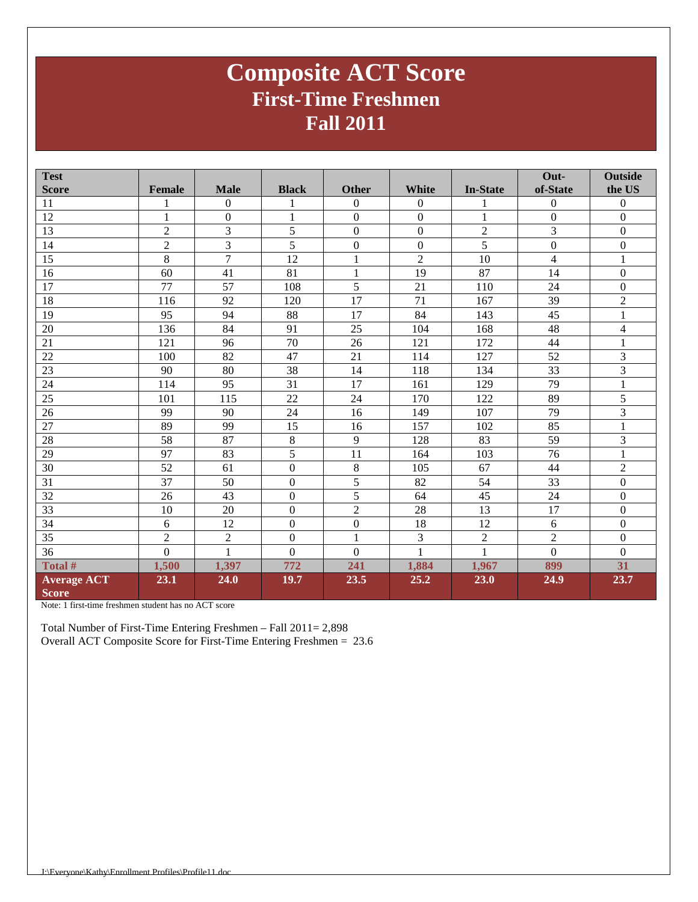# Composite ACT Score
## First-Time Freshmen
## Fall 2011

| Test Score | Female | Male | Black | Other | White | In-State | Out-of-State | Outside the US |
|---|---|---|---|---|---|---|---|---|
| 11 | 1 | 0 | 1 | 0 | 0 | 1 | 0 | 0 |
| 12 | 1 | 0 | 1 | 0 | 0 | 1 | 0 | 0 |
| 13 | 2 | 3 | 5 | 0 | 0 | 2 | 3 | 0 |
| 14 | 2 | 3 | 5 | 0 | 0 | 5 | 0 | 0 |
| 15 | 8 | 7 | 12 | 1 | 2 | 10 | 4 | 1 |
| 16 | 60 | 41 | 81 | 1 | 19 | 87 | 14 | 0 |
| 17 | 77 | 57 | 108 | 5 | 21 | 110 | 24 | 0 |
| 18 | 116 | 92 | 120 | 17 | 71 | 167 | 39 | 2 |
| 19 | 95 | 94 | 88 | 17 | 84 | 143 | 45 | 1 |
| 20 | 136 | 84 | 91 | 25 | 104 | 168 | 48 | 4 |
| 21 | 121 | 96 | 70 | 26 | 121 | 172 | 44 | 1 |
| 22 | 100 | 82 | 47 | 21 | 114 | 127 | 52 | 3 |
| 23 | 90 | 80 | 38 | 14 | 118 | 134 | 33 | 3 |
| 24 | 114 | 95 | 31 | 17 | 161 | 129 | 79 | 1 |
| 25 | 101 | 115 | 22 | 24 | 170 | 122 | 89 | 5 |
| 26 | 99 | 90 | 24 | 16 | 149 | 107 | 79 | 3 |
| 27 | 89 | 99 | 15 | 16 | 157 | 102 | 85 | 1 |
| 28 | 58 | 87 | 8 | 9 | 128 | 83 | 59 | 3 |
| 29 | 97 | 83 | 5 | 11 | 164 | 103 | 76 | 1 |
| 30 | 52 | 61 | 0 | 8 | 105 | 67 | 44 | 2 |
| 31 | 37 | 50 | 0 | 5 | 82 | 54 | 33 | 0 |
| 32 | 26 | 43 | 0 | 5 | 64 | 45 | 24 | 0 |
| 33 | 10 | 20 | 0 | 2 | 28 | 13 | 17 | 0 |
| 34 | 6 | 12 | 0 | 0 | 18 | 12 | 6 | 0 |
| 35 | 2 | 2 | 0 | 1 | 3 | 2 | 2 | 0 |
| 36 | 0 | 1 | 0 | 0 | 1 | 1 | 0 | 0 |
| **Total #** | **1,500** | **1,397** | **772** | **241** | **1,884** | **1,967** | **899** | **31** |
| **Average ACT Score** | **23.1** | **24.0** | **19.7** | **23.5** | **25.2** | **23.0** | **24.9** | **23.7** |

Note: 1 first-time freshmen student has no ACT score

Total Number of First-Time Entering Freshmen – Fall 2011= 2,898
Overall ACT Composite Score for First-Time Entering Freshmen = 23.6

I:\Everyone\Kathy\Enrollment Profiles\Profile11.doc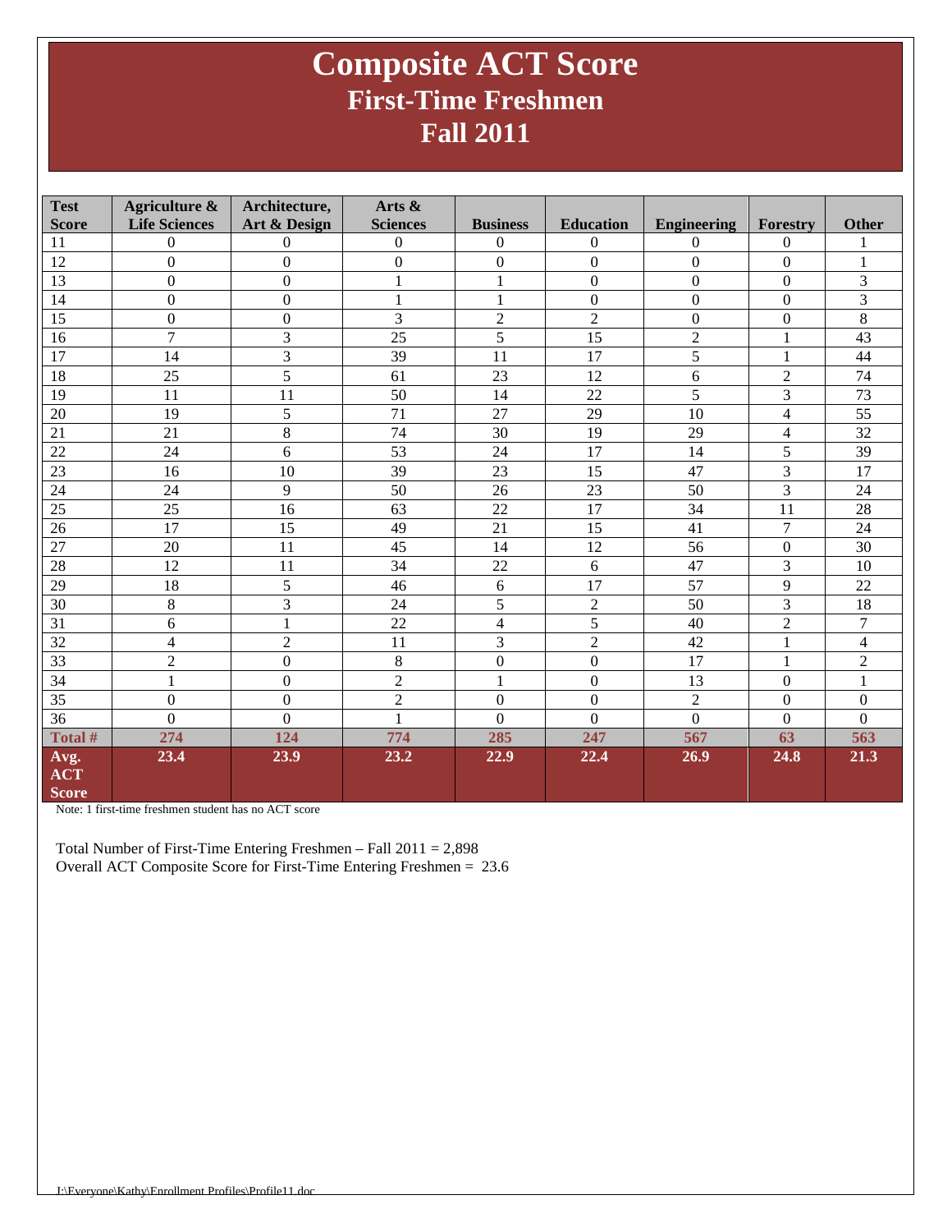# Composite ACT Score
## First-Time Freshmen
## Fall 2011

| Test Score | Agriculture & Life Sciences | Architecture, Art & Design | Arts & Sciences | Business | Education | Engineering | Forestry | Other |
|---|---|---|---|---|---|---|---|---|
| 11 | 0 | 0 | 0 | 0 | 0 | 0 | 0 | 1 |
| 12 | 0 | 0 | 0 | 0 | 0 | 0 | 0 | 1 |
| 13 | 0 | 0 | 1 | 1 | 0 | 0 | 0 | 3 |
| 14 | 0 | 0 | 1 | 1 | 0 | 0 | 0 | 3 |
| 15 | 0 | 0 | 3 | 2 | 2 | 0 | 0 | 8 |
| 16 | 7 | 3 | 25 | 5 | 15 | 2 | 1 | 43 |
| 17 | 14 | 3 | 39 | 11 | 17 | 5 | 1 | 44 |
| 18 | 25 | 5 | 61 | 23 | 12 | 6 | 2 | 74 |
| 19 | 11 | 11 | 50 | 14 | 22 | 5 | 3 | 73 |
| 20 | 19 | 5 | 71 | 27 | 29 | 10 | 4 | 55 |
| 21 | 21 | 8 | 74 | 30 | 19 | 29 | 4 | 32 |
| 22 | 24 | 6 | 53 | 24 | 17 | 14 | 5 | 39 |
| 23 | 16 | 10 | 39 | 23 | 15 | 47 | 3 | 17 |
| 24 | 24 | 9 | 50 | 26 | 23 | 50 | 3 | 24 |
| 25 | 25 | 16 | 63 | 22 | 17 | 34 | 11 | 28 |
| 26 | 17 | 15 | 49 | 21 | 15 | 41 | 7 | 24 |
| 27 | 20 | 11 | 45 | 14 | 12 | 56 | 0 | 30 |
| 28 | 12 | 11 | 34 | 22 | 6 | 47 | 3 | 10 |
| 29 | 18 | 5 | 46 | 6 | 17 | 57 | 9 | 22 |
| 30 | 8 | 3 | 24 | 5 | 2 | 50 | 3 | 18 |
| 31 | 6 | 1 | 22 | 4 | 5 | 40 | 2 | 7 |
| 32 | 4 | 2 | 11 | 3 | 2 | 42 | 1 | 4 |
| 33 | 2 | 0 | 8 | 0 | 0 | 17 | 1 | 2 |
| 34 | 1 | 0 | 2 | 1 | 0 | 13 | 0 | 1 |
| 35 | 0 | 0 | 2 | 0 | 0 | 2 | 0 | 0 |
| 36 | 0 | 0 | 1 | 0 | 0 | 0 | 0 | 0 |
| **Total #** | **274** | **124** | **774** | **285** | **247** | **567** | **63** | **563** |
| **Avg. ACT Score** | **23.4** | **23.9** | **23.2** | **22.9** | **22.4** | **26.9** | **24.8** | **21.3** |

Note: 1 first-time freshmen student has no ACT score

Total Number of First-Time Entering Freshmen – Fall 2011 = 2,898
Overall ACT Composite Score for First-Time Entering Freshmen = 23.6

J:\Everyone\Kathy\Enrollment Profiles\Profile11.doc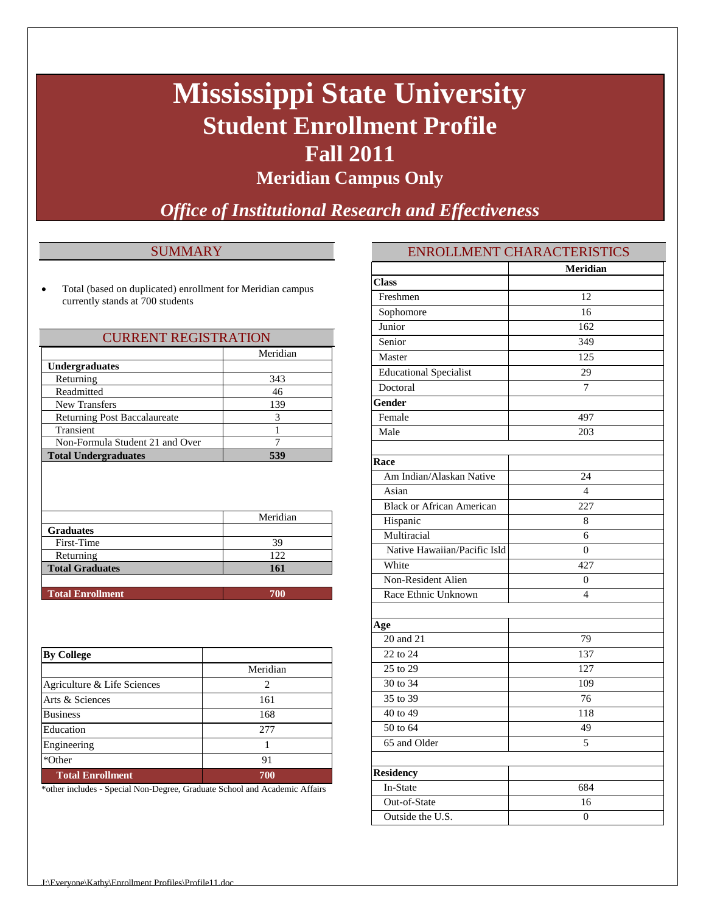# Mississippi State University
## Student Enrollment Profile
## Fall 2011
### Meridian Campus Only

*Office of Institutional Research and Effectiveness*

## SUMMARY

- Total (based on duplicated) enrollment for Meridian campus currently stands at 700 students

## CURRENT REGISTRATION

| | Meridian |
|---|---|
| **Undergraduates** | |
| Returning | 343 |
| Readmitted | 46 |
| New Transfers | 139 |
| Returning Post Baccalaureate | 3 |
| Transient | 1 |
| Non-Formula Student 21 and Over | 7 |
| **Total Undergraduates** | **539** |

| | Meridian |
|---|---|
| **Graduates** | |
| First-Time | 39 |
| Returning | 122 |
| **Total Graduates** | **161** |
| **Total Enrollment** | **700** |

| **By College** | |
|---|---|
| | Meridian |
| Agriculture & Life Sciences | 2 |
| Arts & Sciences | 161 |
| Business | 168 |
| Education | 277 |
| Engineering | 1 |
| *Other | 91 |
| **Total Enrollment** | **700** |

*other includes - Special Non-Degree, Graduate School and Academic Affairs

## ENROLLMENT CHARACTERISTICS

| | Meridian |
|---|---|
| **Class** | |
| Freshmen | 12 |
| Sophomore | 16 |
| Junior | 162 |
| Senior | 349 |
| Master | 125 |
| Educational Specialist | 29 |
| Doctoral | 7 |
| **Gender** | |
| Female | 497 |
| Male | 203 |
| | |
| **Race** | |
| Am Indian/Alaskan Native | 24 |
| Asian | 4 |
| Black or African American | 227 |
| Hispanic | 8 |
| Multiracial | 6 |
| Native Hawaiian/Pacific Isld | 0 |
| White | 427 |
| Non-Resident Alien | 0 |
| Race Ethnic Unknown | 4 |
| | |
| **Age** | |
| 20 and 21 | 79 |
| 22 to 24 | 137 |
| 25 to 29 | 127 |
| 30 to 34 | 109 |
| 35 to 39 | 76 |
| 40 to 49 | 118 |
| 50 to 64 | 49 |
| 65 and Older | 5 |
| | |
| **Residency** | |
| In-State | 684 |
| Out-of-State | 16 |
| Outside the U.S. | 0 |

J:\Everyone\Kathy\Enrollment Profiles\Profile11.doc